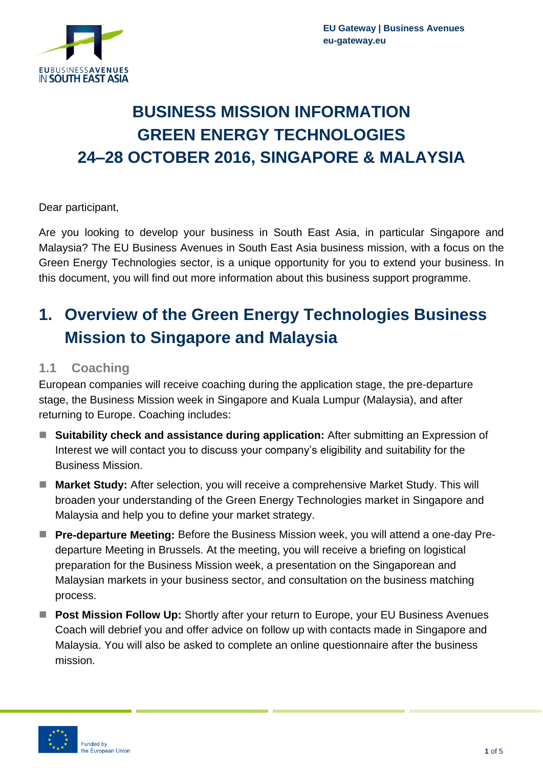# BUSINESS MISSION INFORMATION
# GREEN ENERGY TECHNOLOGIES
# 24–28 OCTOBER 2016, SINGAPORE & MALAYSIA

Dear participant,

Are you looking to develop your business in South East Asia, in particular Singapore and Malaysia? The EU Business Avenues in South East Asia business mission, with a focus on the Green Energy Technologies sector, is a unique opportunity for you to extend your business. In this document, you will find out more information about this business support programme.

## 1. Overview of the Green Energy Technologies Business Mission to Singapore and Malaysia

### 1.1 Coaching

European companies will receive coaching during the application stage, the pre-departure stage, the Business Mission week in Singapore and Kuala Lumpur (Malaysia), and after returning to Europe. Coaching includes:

- **Suitability check and assistance during application:** After submitting an Expression of Interest we will contact you to discuss your company's eligibility and suitability for the Business Mission.
- **Market Study:** After selection, you will receive a comprehensive Market Study. This will broaden your understanding of the Green Energy Technologies market in Singapore and Malaysia and help you to define your market strategy.
- **Pre-departure Meeting:** Before the Business Mission week, you will attend a one-day Pre-departure Meeting in Brussels. At the meeting, you will receive a briefing on logistical preparation for the Business Mission week, a presentation on the Singaporean and Malaysian markets in your business sector, and consultation on the business matching process.
- **Post Mission Follow Up:** Shortly after your return to Europe, your EU Business Avenues Coach will debrief you and offer advice on follow up with contacts made in Singapore and Malaysia. You will also be asked to complete an online questionnaire after the business mission.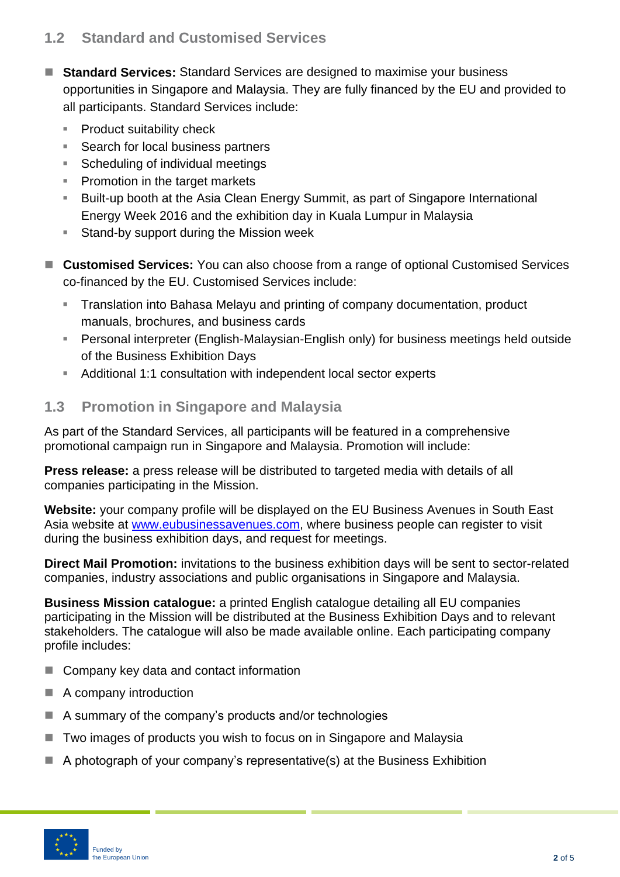## 1.2 Standard and Customised Services

- **Standard Services:** Standard Services are designed to maximise your business opportunities in Singapore and Malaysia. They are fully financed by the EU and provided to all participants. Standard Services include:
  - Product suitability check
  - Search for local business partners
  - Scheduling of individual meetings
  - Promotion in the target markets
  - Built-up booth at the Asia Clean Energy Summit, as part of Singapore International Energy Week 2016 and the exhibition day in Kuala Lumpur in Malaysia
  - Stand-by support during the Mission week

- **Customised Services:** You can also choose from a range of optional Customised Services co-financed by the EU. Customised Services include:
  - Translation into Bahasa Melayu and printing of company documentation, product manuals, brochures, and business cards
  - Personal interpreter (English-Malaysian-English only) for business meetings held outside of the Business Exhibition Days
  - Additional 1:1 consultation with independent local sector experts

## 1.3 Promotion in Singapore and Malaysia

As part of the Standard Services, all participants will be featured in a comprehensive promotional campaign run in Singapore and Malaysia. Promotion will include:

**Press release:** a press release will be distributed to targeted media with details of all companies participating in the Mission.

**Website:** your company profile will be displayed on the EU Business Avenues in South East Asia website at [www.eubusinessavenues.com](http://www.eubusinessavenues.com), where business people can register to visit during the business exhibition days, and request for meetings.

**Direct Mail Promotion:** invitations to the business exhibition days will be sent to sector-related companies, industry associations and public organisations in Singapore and Malaysia.

**Business Mission catalogue:** a printed English catalogue detailing all EU companies participating in the Mission will be distributed at the Business Exhibition Days and to relevant stakeholders. The catalogue will also be made available online. Each participating company profile includes:

- Company key data and contact information
- A company introduction
- A summary of the company's products and/or technologies
- Two images of products you wish to focus on in Singapore and Malaysia
- A photograph of your company's representative(s) at the Business Exhibition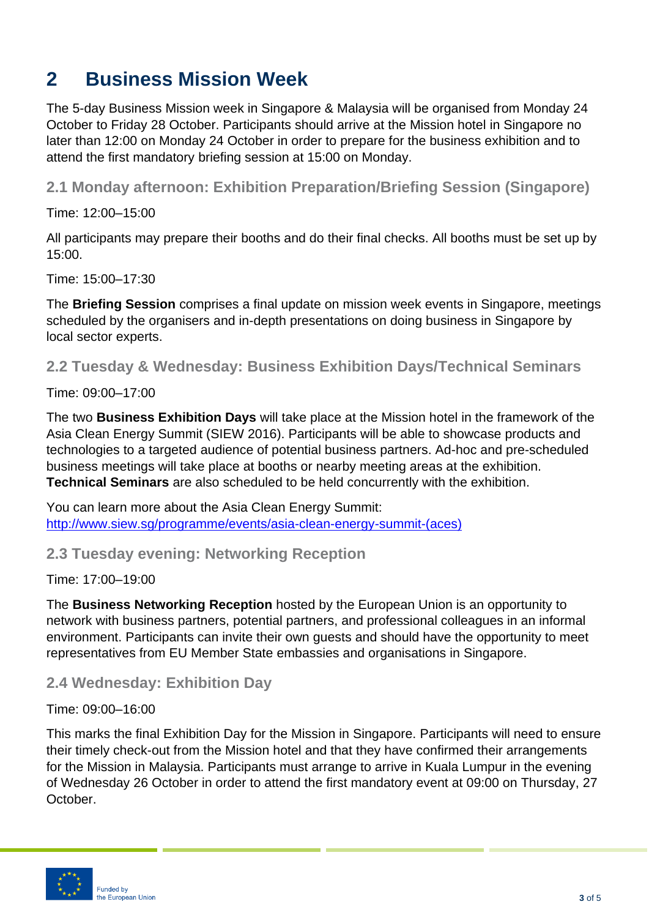# 2 Business Mission Week

The 5-day Business Mission week in Singapore & Malaysia will be organised from Monday 24 October to Friday 28 October. Participants should arrive at the Mission hotel in Singapore no later than 12:00 on Monday 24 October in order to prepare for the business exhibition and to attend the first mandatory briefing session at 15:00 on Monday.

## 2.1 Monday afternoon: Exhibition Preparation/Briefing Session (Singapore)

Time: 12:00–15:00

All participants may prepare their booths and do their final checks. All booths must be set up by 15:00.

Time: 15:00–17:30

The **Briefing Session** comprises a final update on mission week events in Singapore, meetings scheduled by the organisers and in-depth presentations on doing business in Singapore by local sector experts.

## 2.2 Tuesday & Wednesday: Business Exhibition Days/Technical Seminars

Time: 09:00–17:00

The two **Business Exhibition Days** will take place at the Mission hotel in the framework of the Asia Clean Energy Summit (SIEW 2016). Participants will be able to showcase products and technologies to a targeted audience of potential business partners. Ad-hoc and pre-scheduled business meetings will take place at booths or nearby meeting areas at the exhibition. **Technical Seminars** are also scheduled to be held concurrently with the exhibition.

You can learn more about the Asia Clean Energy Summit: http://www.siew.sg/programme/events/asia-clean-energy-summit-(aces)

## 2.3 Tuesday evening: Networking Reception

Time: 17:00–19:00

The **Business Networking Reception** hosted by the European Union is an opportunity to network with business partners, potential partners, and professional colleagues in an informal environment. Participants can invite their own guests and should have the opportunity to meet representatives from EU Member State embassies and organisations in Singapore.

## 2.4 Wednesday: Exhibition Day

Time: 09:00–16:00

This marks the final Exhibition Day for the Mission in Singapore. Participants will need to ensure their timely check-out from the Mission hotel and that they have confirmed their arrangements for the Mission in Malaysia. Participants must arrange to arrive in Kuala Lumpur in the evening of Wednesday 26 October in order to attend the first mandatory event at 09:00 on Thursday, 27 October.

Funded by the European Union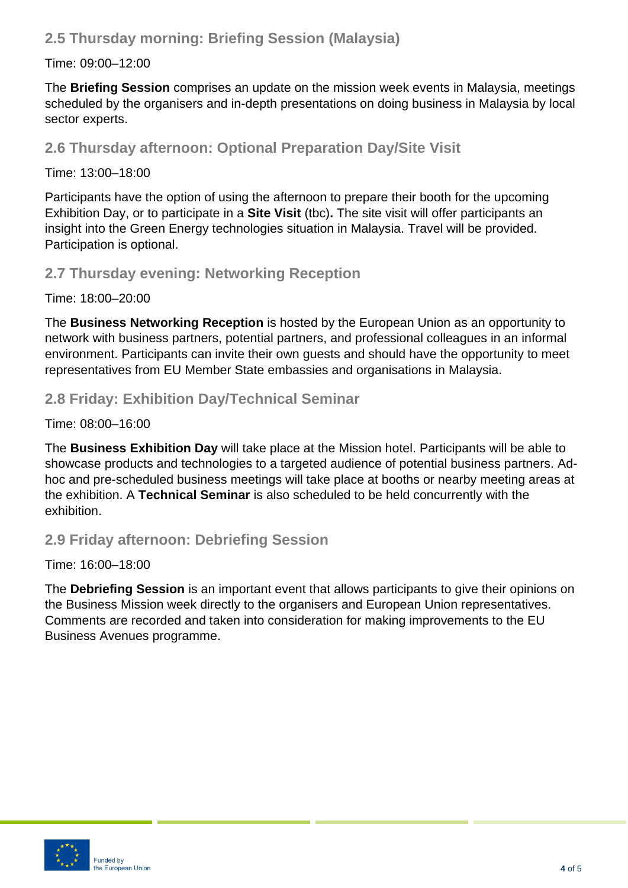## 2.5 Thursday morning: Briefing Session (Malaysia)

Time: 09:00–12:00

The **Briefing Session** comprises an update on the mission week events in Malaysia, meetings scheduled by the organisers and in-depth presentations on doing business in Malaysia by local sector experts.

## 2.6 Thursday afternoon: Optional Preparation Day/Site Visit

Time: 13:00–18:00

Participants have the option of using the afternoon to prepare their booth for the upcoming Exhibition Day, or to participate in a **Site Visit** (tbc)**.** The site visit will offer participants an insight into the Green Energy technologies situation in Malaysia. Travel will be provided. Participation is optional.

## 2.7 Thursday evening: Networking Reception

Time: 18:00–20:00

The **Business Networking Reception** is hosted by the European Union as an opportunity to network with business partners, potential partners, and professional colleagues in an informal environment. Participants can invite their own guests and should have the opportunity to meet representatives from EU Member State embassies and organisations in Malaysia.

## 2.8 Friday: Exhibition Day/Technical Seminar

Time: 08:00–16:00

The **Business Exhibition Day** will take place at the Mission hotel. Participants will be able to showcase products and technologies to a targeted audience of potential business partners. Ad-hoc and pre-scheduled business meetings will take place at booths or nearby meeting areas at the exhibition. A **Technical Seminar** is also scheduled to be held concurrently with the exhibition.

## 2.9 Friday afternoon: Debriefing Session

Time: 16:00–18:00

The **Debriefing Session** is an important event that allows participants to give their opinions on the Business Mission week directly to the organisers and European Union representatives. Comments are recorded and taken into consideration for making improvements to the EU Business Avenues programme.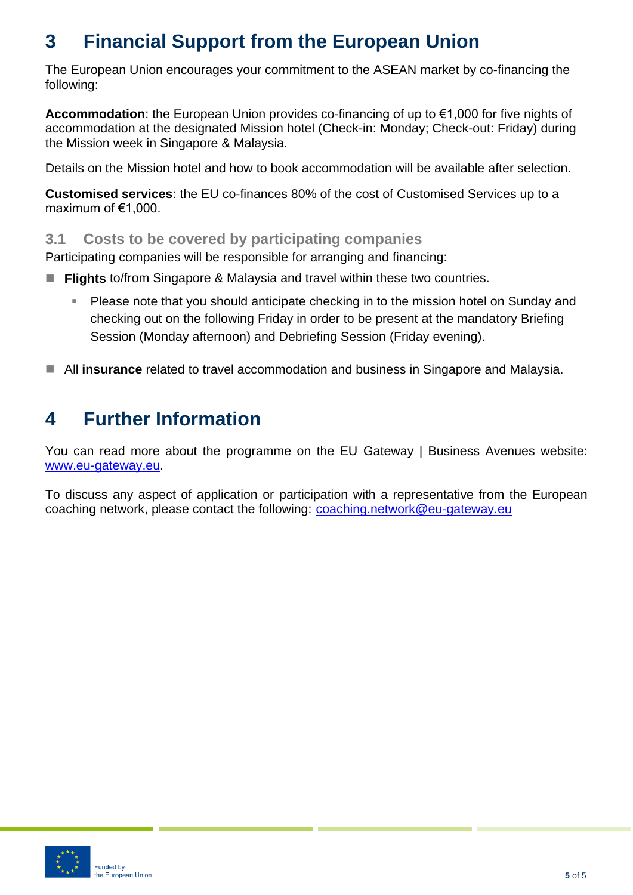# 3 Financial Support from the European Union

The European Union encourages your commitment to the ASEAN market by co-financing the following:

**Accommodation**: the European Union provides co-financing of up to €1,000 for five nights of accommodation at the designated Mission hotel (Check-in: Monday; Check-out: Friday) during the Mission week in Singapore & Malaysia.

Details on the Mission hotel and how to book accommodation will be available after selection.

**Customised services**: the EU co-finances 80% of the cost of Customised Services up to a maximum of €1,000.

## 3.1 Costs to be covered by participating companies

Participating companies will be responsible for arranging and financing:

- **Flights** to/from Singapore & Malaysia and travel within these two countries.
  - Please note that you should anticipate checking in to the mission hotel on Sunday and checking out on the following Friday in order to be present at the mandatory Briefing Session (Monday afternoon) and Debriefing Session (Friday evening).
- All **insurance** related to travel accommodation and business in Singapore and Malaysia.

# 4 Further Information

You can read more about the programme on the EU Gateway | Business Avenues website: www.eu-gateway.eu.

To discuss any aspect of application or participation with a representative from the European coaching network, please contact the following: coaching.network@eu-gateway.eu

Funded by the European Union